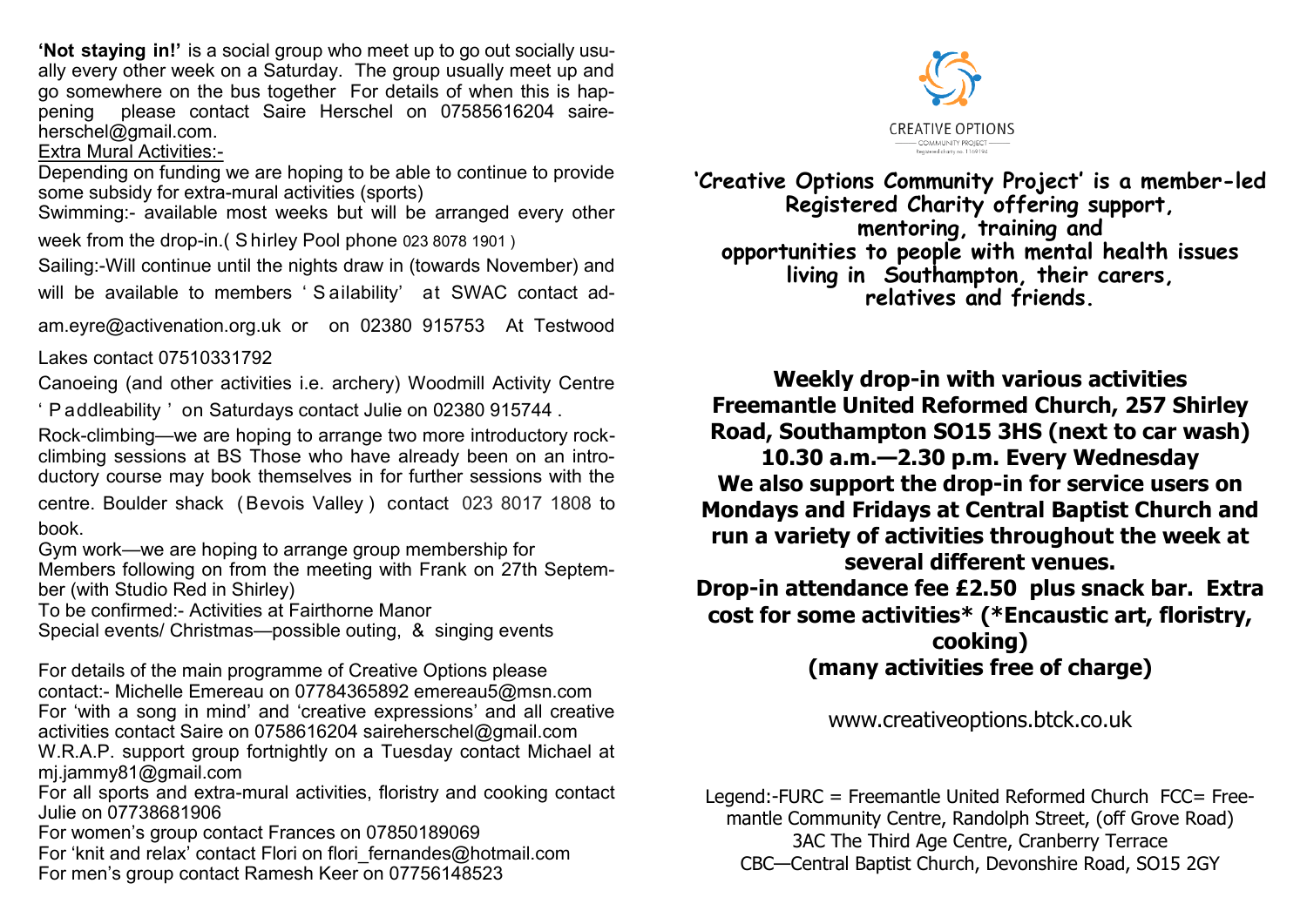**'Not staying in!'** is a social group who meet up to go out socially usually every other week on a Saturday. The group usually meet up and go somewhere on the bus together For details of when this is happening please contact Saire Herschel on 07585616204 saireherschel@gmail.com.

Extra Mural Activities:-

Depending on funding we are hoping to be able to continue to provide some subsidy for extra-mural activities (sports)

Swimming:- available most weeks but will be arranged every other week from the drop-in.( Shirley Pool phone 023 8078 1901 )

Sailing:-Will continue until the nights draw in (towards November) and will be available to members 'Sailability' at SWAC contact adam.eyre@activenation.org.uk or on 02380 915753 At Testwood Lakes contact 07510331792

Canoeing (and other activities i.e. archery) Woodmill Activity Centre 'Paddleability' on Saturdays contact Julie on 02380 915744 .

Rock-climbing—we are hoping to arrange two more introductory rock-climbing sessions at BS Those who have already been on an introductory course may book themselves in for further sessions with the centre. Boulder shack (Bevois Valley) contact 023 8017 1808 to book.

Gym work—we are hoping to arrange group membership for Members following on from the meeting with Frank on 27th September (with Studio Red in Shirley)

To be confirmed:- Activities at Fairthorne Manor

Special events/ Christmas—possible outing, & singing events

For details of the main programme of Creative Options please contact:- Michelle Emereau on 07784365892 emereau5@msn.com

For 'with a song in mind' and 'creative expressions' and all creative activities contact Saire on 0758616204 saireherschel@gmail.com

W.R.A.P. support group fortnightly on a Tuesday contact Michael at mj.jammy81@gmail.com

For all sports and extra-mural activities, floristry and cooking contact Julie on 07738681906

For women's group contact Frances on 07850189069

For 'knit and relax' contact Flori on flori_fernandes@hotmail.com

For men's group contact Ramesh Keer on 07756148523

CREATIVE OPTIONS
COMMUNITY PROJECT
Registered charity no. 1169194

**'Creative Options Community Project' is a member-led Registered Charity offering support, mentoring, training and opportunities to people with mental health issues living in Southampton, their carers, relatives and friends.**

**Weekly drop-in with various activities**
**Freemantle United Reformed Church, 257 Shirley Road, Southampton SO15 3HS (next to car wash)**
**10.30 a.m.—2.30 p.m. Every Wednesday**
**We also support the drop-in for service users on Mondays and Fridays at Central Baptist Church and run a variety of activities throughout the week at several different venues.**
**Drop-in attendance fee £2.50 plus snack bar. Extra cost for some activities* (*Encaustic art, floristry, cooking)**
**(many activities free of charge)**

www.creativeoptions.btck.co.uk

Legend:-FURC = Freemantle United Reformed Church FCC= Freemantle Community Centre, Randolph Street, (off Grove Road)
3AC The Third Age Centre, Cranberry Terrace
CBC—Central Baptist Church, Devonshire Road, SO15 2GY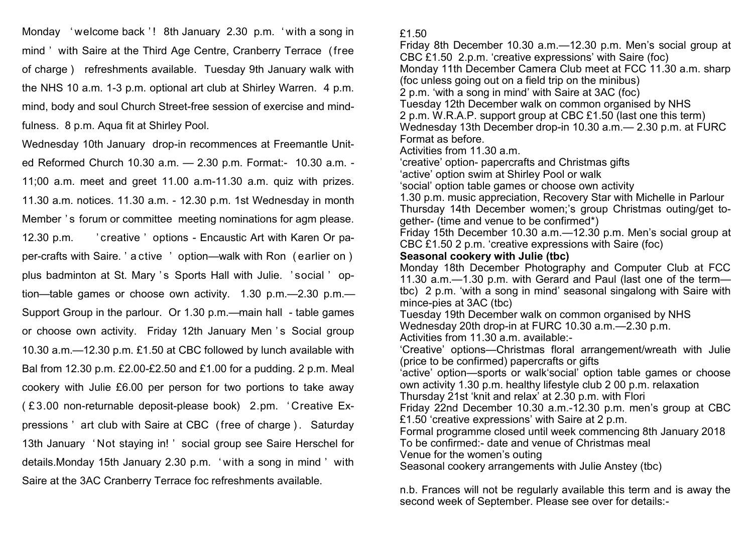Monday 'welcome back'! 8th January 2.30 p.m. 'with a song in mind' with Saire at the Third Age Centre, Cranberry Terrace (free of charge) refreshments available. Tuesday 9th January walk with the NHS 10 a.m. 1-3 p.m. optional art club at Shirley Warren. 4 p.m. mind, body and soul Church Street-free session of exercise and mindfulness. 8 p.m. Aqua fit at Shirley Pool.

Wednesday 10th January drop-in recommences at Freemantle United Reformed Church 10.30 a.m. — 2.30 p.m. Format:- 10.30 a.m. - 11;00 a.m. meet and greet 11.00 a.m-11.30 a.m. quiz with prizes. 11.30 a.m. notices. 11.30 a.m. - 12.30 p.m. 1st Wednesday in month Member's forum or committee meeting nominations for agm please. 12.30 p.m. 'creative' options - Encaustic Art with Karen Or papercrafts with Saire. 'active' option—walk with Ron (earlier on) plus badminton at St. Mary's Sports Hall with Julie. 'social' option—table games or choose own activity. 1.30 p.m.—2.30 p.m.—Support Group in the parlour. Or 1.30 p.m.—main hall - table games or choose own activity. Friday 12th January Men's Social group 10.30 a.m.—12.30 p.m. £1.50 at CBC followed by lunch available with Bal from 12.30 p.m. £2.00-£2.50 and £1.00 for a pudding. 2 p.m. Meal cookery with Julie £6.00 per person for two portions to take away (£3.00 non-returnable deposit-please book) 2.pm. 'Creative Expressions' art club with Saire at CBC (free of charge). Saturday 13th January 'Not staying in!' social group see Saire Herschel for details.Monday 15th January 2.30 p.m. 'with a song in mind' with Saire at the 3AC Cranberry Terrace foc refreshments available.

£1.50

Friday 8th December 10.30 a.m.—12.30 p.m. Men's social group at CBC £1.50 2.p.m. 'creative expressions' with Saire (foc)

Monday 11th December Camera Club meet at FCC 11.30 a.m. sharp (foc unless going out on a field trip on the minibus)

2 p.m. 'with a song in mind' with Saire at 3AC (foc)

Tuesday 12th December walk on common organised by NHS

2 p.m. W.R.A.P. support group at CBC £1.50 (last one this term)

Wednesday 13th December drop-in 10.30 a.m.— 2.30 p.m. at FURC

Format as before.

Activities from 11.30 a.m.

'creative' option- papercrafts and Christmas gifts

'active' option swim at Shirley Pool or walk

'social' option table games or choose own activity

1.30 p.m. music appreciation, Recovery Star with Michelle in Parlour

Thursday 14th December women;'s group Christmas outing/get together- (time and venue to be confirmed*)

Friday 15th December 10.30 a.m.—12.30 p.m. Men's social group at CBC £1.50 2 p.m. 'creative expressions with Saire (foc)

**Seasonal cookery with Julie (tbc)**

Monday 18th December Photography and Computer Club at FCC 11.30 a.m.—1.30 p.m. with Gerard and Paul (last one of the term—tbc) 2 p.m. 'with a song in mind' seasonal singalong with Saire with mince-pies at 3AC (tbc)

Tuesday 19th December walk on common organised by NHS

Wednesday 20th drop-in at FURC 10.30 a.m.—2.30 p.m.

Activities from 11.30 a.m. available:-

'Creative' options—Christmas floral arrangement/wreath with Julie (price to be confirmed) papercrafts or gifts

'active' option—sports or walk'social' option table games or choose own activity 1.30 p.m. healthy lifestyle club 2 00 p.m. relaxation

Thursday 21st 'knit and relax' at 2.30 p.m. with Flori

Friday 22nd December 10.30 a.m.-12.30 p.m. men's group at CBC £1.50 'creative expressions' with Saire at 2 p.m.

Formal programme closed until week commencing 8th January 2018

To be confirmed:- date and venue of Christmas meal

Venue for the women's outing

Seasonal cookery arrangements with Julie Anstey (tbc)

n.b. Frances will not be regularly available this term and is away the second week of September. Please see over for details:-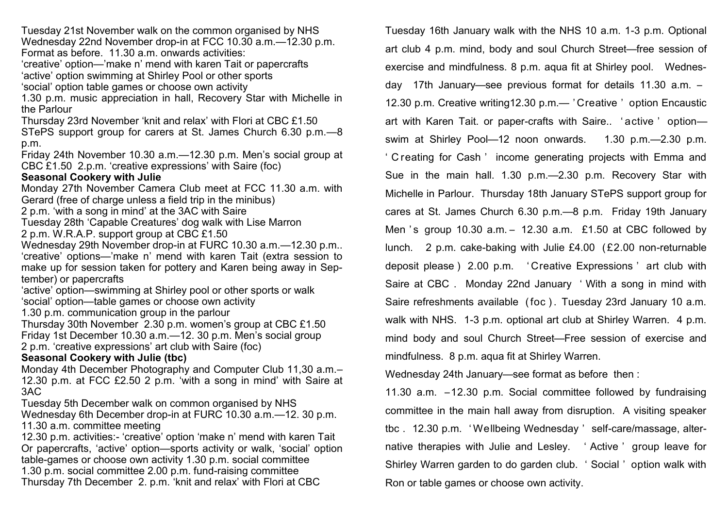Tuesday 21st November walk on the common organised by NHS
Wednesday 22nd November drop-in at FCC 10.30 a.m.—12.30 p.m. Format as before. 11.30 a.m. onwards activities:
'creative' option—'make n' mend with karen Tait or papercrafts
'active' option swimming at Shirley Pool or other sports
'social' option table games or choose own activity
1.30 p.m. music appreciation in hall, Recovery Star with Michelle in the Parlour
Thursday 23rd November 'knit and relax' with Flori at CBC £1.50
STePS support group for carers at St. James Church 6.30 p.m.—8 p.m.
Friday 24th November 10.30 a.m.—12.30 p.m. Men's social group at CBC £1.50 2.p.m. 'creative expressions' with Saire (foc)

**Seasonal Cookery with Julie**

Monday 27th November Camera Club meet at FCC 11.30 a.m. with Gerard (free of charge unless a field trip in the minibus)
2 p.m. 'with a song in mind' at the 3AC with Saire
Tuesday 28th 'Capable Creatures' dog walk with Lise Marron
2 p.m. W.R.A.P. support group at CBC £1.50
Wednesday 29th November drop-in at FURC 10.30 a.m.—12.30 p.m.. 'creative' options—'make n' mend with karen Tait (extra session to make up for session taken for pottery and Karen being away in September) or papercrafts
'active' option—swimming at Shirley pool or other sports or walk
'social' option—table games or choose own activity
1.30 p.m. communication group in the parlour
Thursday 30th November 2.30 p.m. women's group at CBC £1.50
Friday 1st December 10.30 a.m.—12. 30 p.m. Men's social group
2 p.m. 'creative expressions' art club with Saire (foc)

**Seasonal Cookery with Julie (tbc)**

Monday 4th December Photography and Computer Club 11,30 a.m.–12.30 p.m. at FCC £2.50 2 p.m. 'with a song in mind' with Saire at 3AC
Tuesday 5th December walk on common organised by NHS
Wednesday 6th December drop-in at FURC 10.30 a.m.—12. 30 p.m.
11.30 a.m. committee meeting
12.30 p.m. activities:- 'creative' option 'make n' mend with karen Tait Or papercrafts, 'active' option—sports activity or walk, 'social' option table-games or choose own activity 1.30 p.m. social committee
1.30 p.m. social committee 2.00 p.m. fund-raising committee
Thursday 7th December 2. p.m. 'knit and relax' with Flori at CBC

Tuesday 16th January walk with the NHS 10 a.m. 1-3 p.m. Optional art club 4 p.m. mind, body and soul Church Street—free session of exercise and mindfulness. 8 p.m. aqua fit at Shirley pool. Wednesday 17th January—see previous format for details 11.30 a.m. – 12.30 p.m. Creative writing12.30 p.m.— 'Creative' option Encaustic art with Karen Tait. or paper-crafts with Saire.. 'active' option—swim at Shirley Pool—12 noon onwards. 1.30 p.m.—2.30 p.m. 'Creating for Cash' income generating projects with Emma and Sue in the main hall. 1.30 p.m.—2.30 p.m. Recovery Star with Michelle in Parlour. Thursday 18th January STePS support group for cares at St. James Church 6.30 p.m.—8 p.m. Friday 19th January Men's group 10.30 a.m. – 12.30 a.m. £1.50 at CBC followed by lunch. 2 p.m. cake-baking with Julie £4.00 (£2.00 non-returnable deposit please) 2.00 p.m. 'Creative Expressions' art club with Saire at CBC. Monday 22nd January 'With a song in mind with Saire refreshments available (foc). Tuesday 23rd January 10 a.m. walk with NHS. 1-3 p.m. optional art club at Shirley Warren. 4 p.m. mind body and soul Church Street—Free session of exercise and mindfulness. 8 p.m. aqua fit at Shirley Warren.

Wednesday 24th January—see format as before then :

11.30 a.m. –12.30 p.m. Social committee followed by fundraising committee in the main hall away from disruption. A visiting speaker tbc. 12.30 p.m. 'Wellbeing Wednesday' self-care/massage, alternative therapies with Julie and Lesley. 'Active' group leave for Shirley Warren garden to do garden club. 'Social' option walk with Ron or table games or choose own activity.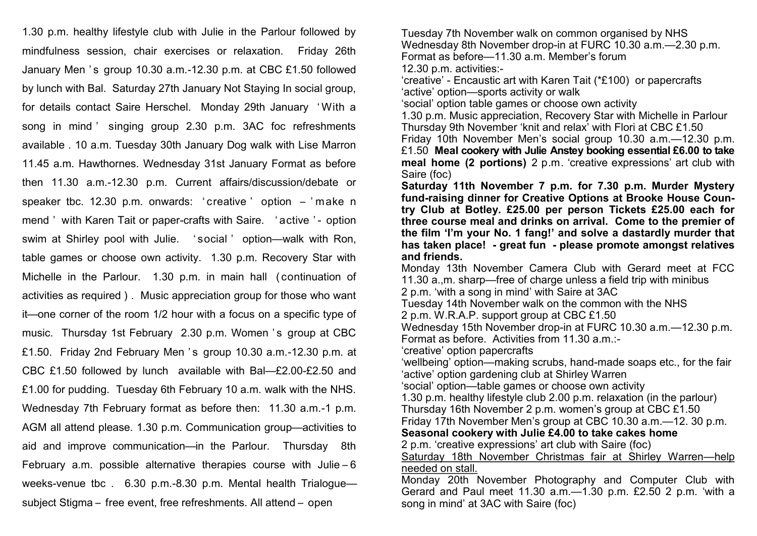1.30 p.m. healthy lifestyle club with Julie in the Parlour followed by mindfulness session, chair exercises or relaxation. Friday 26th January Men's group 10.30 a.m.-12.30 p.m. at CBC £1.50 followed by lunch with Bal. Saturday 27th January Not Staying In social group, for details contact Saire Herschel. Monday 29th January 'With a song in mind' singing group 2.30 p.m. 3AC foc refreshments available . 10 a.m. Tuesday 30th January Dog walk with Lise Marron 11.45 a.m. Hawthornes. Wednesday 31st January Format as before then 11.30 a.m.-12.30 p.m. Current affairs/discussion/debate or speaker tbc. 12.30 p.m. onwards: 'creative' option – 'make n mend' with Karen Tait or paper-crafts with Saire. 'active'- option swim at Shirley pool with Julie. 'social' option—walk with Ron, table games or choose own activity. 1.30 p.m. Recovery Star with Michelle in the Parlour. 1.30 p.m. in main hall (continuation of activities as required). Music appreciation group for those who want it—one corner of the room 1/2 hour with a focus on a specific type of music. Thursday 1st February 2.30 p.m. Women's group at CBC £1.50. Friday 2nd February Men's group 10.30 a.m.-12.30 p.m. at CBC £1.50 followed by lunch available with Bal—£2.00-£2.50 and £1.00 for pudding. Tuesday 6th February 10 a.m. walk with the NHS. Wednesday 7th February format as before then: 11.30 a.m.-1 p.m. AGM all attend please. 1.30 p.m. Communication group—activities to aid and improve communication—in the Parlour. Thursday 8th February a.m. possible alternative therapies course with Julie – 6 weeks-venue tbc . 6.30 p.m.-8.30 p.m. Mental health Trialogue—subject Stigma – free event, free refreshments. All attend – open

Tuesday 7th November walk on common organised by NHS
Wednesday 8th November drop-in at FURC 10.30 a.m.—2.30 p.m. Format as before—11.30 a.m. Member's forum
12.30 p.m. activities:-
'creative' - Encaustic art with Karen Tait (*£100) or papercrafts
'active' option—sports activity or walk
'social' option table games or choose own activity
1.30 p.m. Music appreciation, Recovery Star with Michelle in Parlour
Thursday 9th November 'knit and relax' with Flori at CBC £1.50
Friday 10th November Men's social group 10.30 a.m.—12.30 p.m. £1.50 **Meal cookery with Julie Anstey booking essential £6.00 to take meal home (2 portions)** 2 p.m. 'creative expressions' art club with Saire (foc)

**Saturday 11th November 7 p.m. for 7.30 p.m. Murder Mystery fund-raising dinner for Creative Options at Brooke House Country Club at Botley. £25.00 per person Tickets £25.00 each for three course meal and drinks on arrival. Come to the premier of the film 'I'm your No. 1 fang!' and solve a dastardly murder that has taken place! - great fun - please promote amongst relatives and friends.**

Monday 13th November Camera Club with Gerard meet at FCC 11.30 a.,m. sharp—free of charge unless a field trip with minibus
2 p.m. 'with a song in mind' with Saire at 3AC
Tuesday 14th November walk on the common with the NHS
2 p.m. W.R.A.P. support group at CBC £1.50
Wednesday 15th November drop-in at FURC 10.30 a.m.—12.30 p.m. Format as before. Activities from 11.30 a.m.:-
'creative' option papercrafts
'wellbeing' option—making scrubs, hand-made soaps etc., for the fair
'active' option gardening club at Shirley Warren
'social' option—table games or choose own activity
1.30 p.m. healthy lifestyle club 2.00 p.m. relaxation (in the parlour)
Thursday 16th November 2 p.m. women's group at CBC £1.50
Friday 17th November Men's group at CBC 10.30 a.m.—12. 30 p.m.
**Seasonal cookery with Julie £4.00 to take cakes home**
2 p.m. 'creative expressions' art club with Saire (foc)
<u>Saturday 18th November Christmas fair at Shirley Warren—help needed on stall.</u>
Monday 20th November Photography and Computer Club with Gerard and Paul meet 11.30 a.m.—1.30 p.m. £2.50 2 p.m. 'with a song in mind' at 3AC with Saire (foc)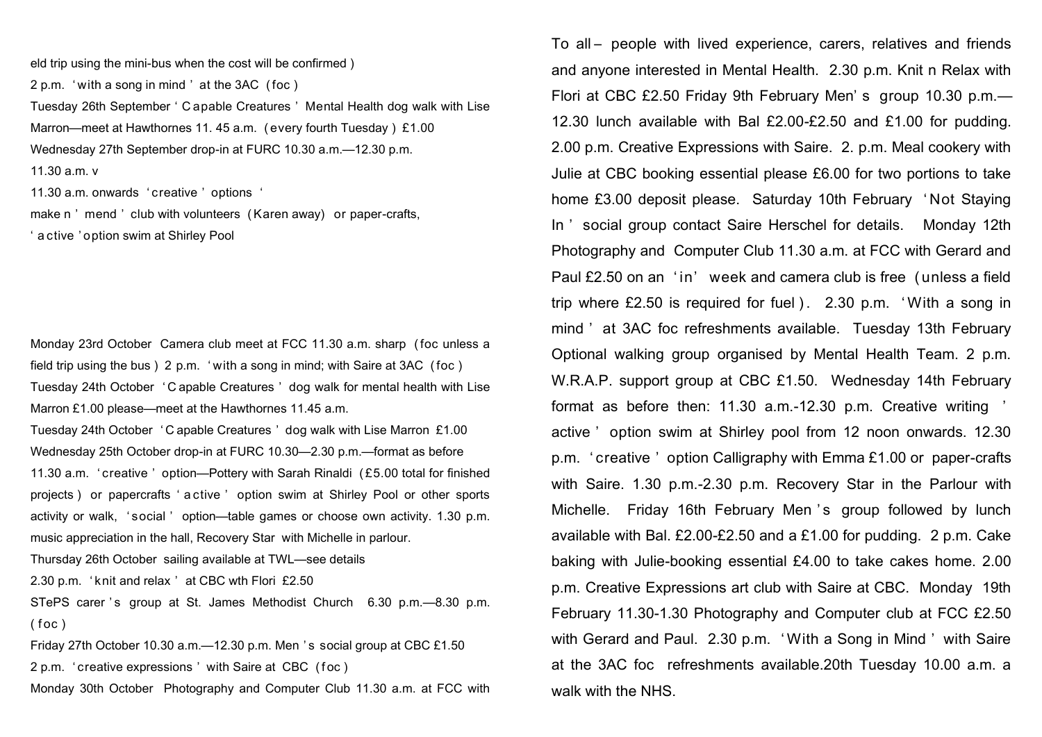eld trip using the mini-bus when the cost will be confirmed )

2 p.m. 'with a song in mind' at the 3AC (foc )

Tuesday 26th September 'Capable Creatures' Mental Health dog walk with Lise Marron—meet at Hawthornes 11. 45 a.m. (every fourth Tuesday ) £1.00

Wednesday 27th September drop-in at FURC 10.30 a.m.—12.30 p.m.

11.30 a.m. v

11.30 a.m. onwards 'creative' options '

make n' mend' club with volunteers (Karen away) or paper-crafts,

'active' option swim at Shirley Pool

Monday 23rd October Camera club meet at FCC 11.30 a.m. sharp (foc unless a field trip using the bus ) 2 p.m. 'with a song in mind; with Saire at 3AC (foc )

Tuesday 24th October 'Capable Creatures' dog walk for mental health with Lise Marron £1.00 please—meet at the Hawthornes 11.45 a.m.

Tuesday 24th October 'Capable Creatures' dog walk with Lise Marron £1.00

Wednesday 25th October drop-in at FURC 10.30—2.30 p.m.—format as before

11.30 a.m. 'creative' option—Pottery with Sarah Rinaldi (£5.00 total for finished projects ) or papercrafts 'active' option swim at Shirley Pool or other sports activity or walk, 'social' option—table games or choose own activity. 1.30 p.m. music appreciation in the hall, Recovery Star with Michelle in parlour.

Thursday 26th October sailing available at TWL—see details

2.30 p.m. 'knit and relax' at CBC wth Flori £2.50

STePS carer's group at St. James Methodist Church 6.30 p.m.—8.30 p.m. (foc )

Friday 27th October 10.30 a.m.—12.30 p.m. Men's social group at CBC £1.50

2 p.m. 'creative expressions' with Saire at CBC (foc )

Monday 30th October Photography and Computer Club 11.30 a.m. at FCC with

To all – people with lived experience, carers, relatives and friends and anyone interested in Mental Health. 2.30 p.m. Knit n Relax with Flori at CBC £2.50 Friday 9th February Men's group 10.30 p.m.—12.30 lunch available with Bal £2.00-£2.50 and £1.00 for pudding. 2.00 p.m. Creative Expressions with Saire. 2. p.m. Meal cookery with Julie at CBC booking essential please £6.00 for two portions to take home £3.00 deposit please. Saturday 10th February 'Not Staying In' social group contact Saire Herschel for details. Monday 12th Photography and Computer Club 11.30 a.m. at FCC with Gerard and Paul £2.50 on an 'in' week and camera club is free (unless a field trip where £2.50 is required for fuel). 2.30 p.m. 'With a song in mind' at 3AC foc refreshments available. Tuesday 13th February Optional walking group organised by Mental Health Team. 2 p.m. W.R.A.P. support group at CBC £1.50. Wednesday 14th February format as before then: 11.30 a.m.-12.30 p.m. Creative writing ' active' option swim at Shirley pool from 12 noon onwards. 12.30 p.m. 'creative' option Calligraphy with Emma £1.00 or paper-crafts with Saire. 1.30 p.m.-2.30 p.m. Recovery Star in the Parlour with Michelle. Friday 16th February Men's group followed by lunch available with Bal. £2.00-£2.50 and a £1.00 for pudding. 2 p.m. Cake baking with Julie-booking essential £4.00 to take cakes home. 2.00 p.m. Creative Expressions art club with Saire at CBC. Monday 19th February 11.30-1.30 Photography and Computer club at FCC £2.50 with Gerard and Paul. 2.30 p.m. 'With a Song in Mind' with Saire at the 3AC foc refreshments available.20th Tuesday 10.00 a.m. a walk with the NHS.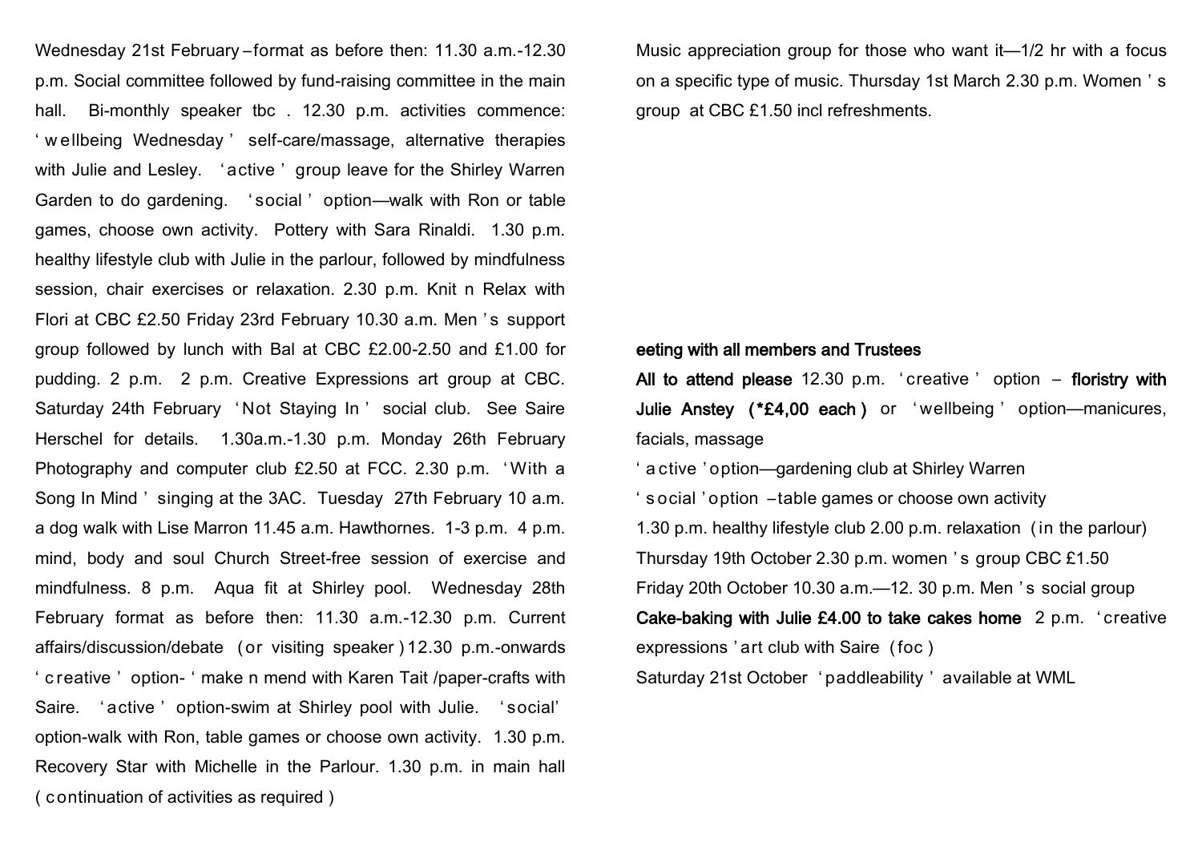Wednesday 21st February –format as before then: 11.30 a.m.-12.30 p.m. Social committee followed by fund-raising committee in the main hall. Bi-monthly speaker tbc . 12.30 p.m. activities commence: ‘wellbeing Wednesday’ self-care/massage, alternative therapies with Julie and Lesley. ‘active’ group leave for the Shirley Warren Garden to do gardening. ‘social’ option—walk with Ron or table games, choose own activity. Pottery with Sara Rinaldi. 1.30 p.m. healthy lifestyle club with Julie in the parlour, followed by mindfulness session, chair exercises or relaxation. 2.30 p.m. Knit n Relax with Flori at CBC £2.50 Friday 23rd February 10.30 a.m. Men’s support group followed by lunch with Bal at CBC £2.00-2.50 and £1.00 for pudding. 2 p.m. 2 p.m. Creative Expressions art group at CBC. Saturday 24th February ‘Not Staying In’ social club. See Saire Herschel for details. 1.30a.m.-1.30 p.m. Monday 26th February Photography and computer club £2.50 at FCC. 2.30 p.m. ‘With a Song In Mind’ singing at the 3AC. Tuesday 27th February 10 a.m. a dog walk with Lise Marron 11.45 a.m. Hawthornes. 1-3 p.m. 4 p.m. mind, body and soul Church Street-free session of exercise and mindfulness. 8 p.m. Aqua fit at Shirley pool. Wednesday 28th February format as before then: 11.30 a.m.-12.30 p.m. Current affairs/discussion/debate (or visiting speaker) 12.30 p.m.-onwards ‘creative’ option- ‘make n mend with Karen Tait /paper-crafts with Saire. ‘active’ option-swim at Shirley pool with Julie. ‘social’ option-walk with Ron, table games or choose own activity. 1.30 p.m. Recovery Star with Michelle in the Parlour. 1.30 p.m. in main hall (continuation of activities as required)

Music appreciation group for those who want it—1/2 hr with a focus on a specific type of music. Thursday 1st March 2.30 p.m. Women’s group at CBC £1.50 incl refreshments.

**eeting with all members and Trustees**

**All to attend please** 12.30 p.m. ‘creative’ option – **floristry with Julie Anstey (*£4,00 each)** or ‘wellbeing’ option—manicures, facials, massage

‘active’ option—gardening club at Shirley Warren

‘social’ option –table games or choose own activity

1.30 p.m. healthy lifestyle club 2.00 p.m. relaxation (in the parlour)

Thursday 19th October 2.30 p.m. women’s group CBC £1.50

Friday 20th October 10.30 a.m.—12. 30 p.m. Men’s social group

**Cake-baking with Julie £4.00 to take cakes home** 2 p.m. ‘creative expressions’ art club with Saire (foc)

Saturday 21st October ‘paddleability’ available at WML